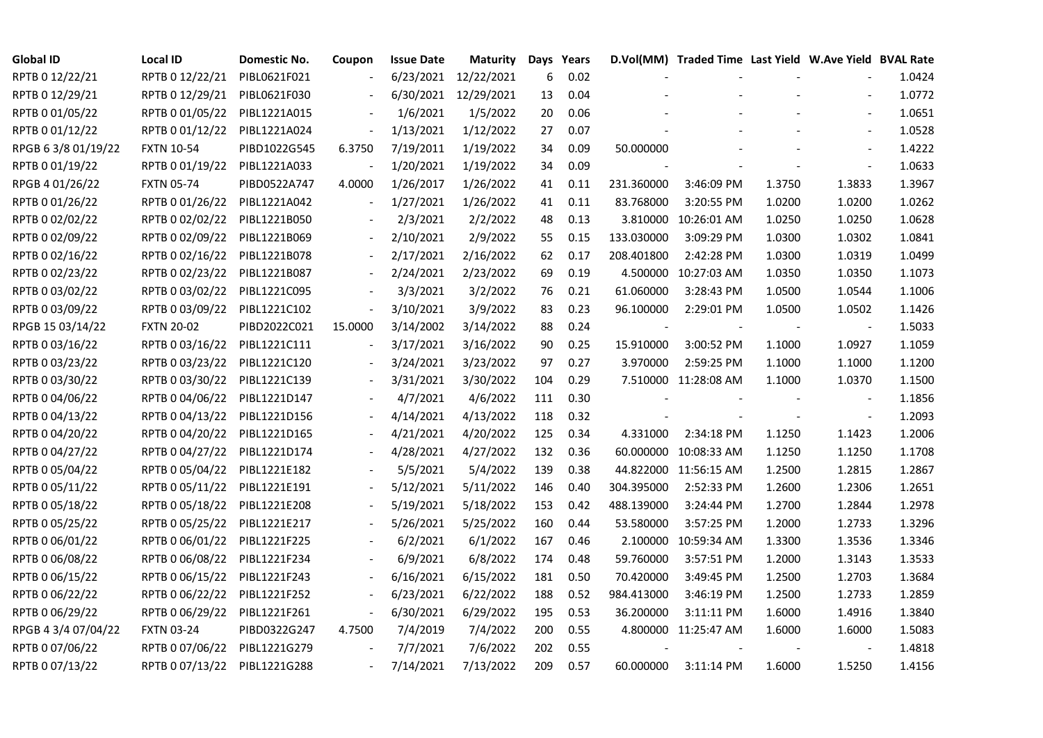| Global ID | Local ID | Domestic No. | Coupon | Issue Date | Maturity | Days | Years | D.Vol(MM) | Traded Time | Last Yield | W.Ave Yield | BVAL Rate |
|---|---|---|---|---|---|---|---|---|---|---|---|---|
| RPTB 0 12/22/21 | RPTB 0 12/22/21 | PIBL0621F021 | - | 6/23/2021 | 12/22/2021 | 6 | 0.02 | - | - | - | - | 1.0424 |
| RPTB 0 12/29/21 | RPTB 0 12/29/21 | PIBL0621F030 | - | 6/30/2021 | 12/29/2021 | 13 | 0.04 | - | - | - | - | 1.0772 |
| RPTB 0 01/05/22 | RPTB 0 01/05/22 | PIBL1221A015 | - | 1/6/2021 | 1/5/2022 | 20 | 0.06 | - | - | - | - | 1.0651 |
| RPTB 0 01/12/22 | RPTB 0 01/12/22 | PIBL1221A024 | - | 1/13/2021 | 1/12/2022 | 27 | 0.07 | - | - | - | - | 1.0528 |
| RPGB 6 3/8 01/19/22 | FXTN 10-54 | PIBD1022G545 | 6.3750 | 7/19/2011 | 1/19/2022 | 34 | 0.09 | 50.000000 | - | - | - | 1.4222 |
| RPTB 0 01/19/22 | RPTB 0 01/19/22 | PIBL1221A033 | - | 1/20/2021 | 1/19/2022 | 34 | 0.09 | - | - | - | - | 1.0633 |
| RPGB 4 01/26/22 | FXTN 05-74 | PIBD0522A747 | 4.0000 | 1/26/2017 | 1/26/2022 | 41 | 0.11 | 231.360000 | 3:46:09 PM | 1.3750 | 1.3833 | 1.3967 |
| RPTB 0 01/26/22 | RPTB 0 01/26/22 | PIBL1221A042 | - | 1/27/2021 | 1/26/2022 | 41 | 0.11 | 83.768000 | 3:20:55 PM | 1.0200 | 1.0200 | 1.0262 |
| RPTB 0 02/02/22 | RPTB 0 02/02/22 | PIBL1221B050 | - | 2/3/2021 | 2/2/2022 | 48 | 0.13 | 3.810000 | 10:26:01 AM | 1.0250 | 1.0250 | 1.0628 |
| RPTB 0 02/09/22 | RPTB 0 02/09/22 | PIBL1221B069 | - | 2/10/2021 | 2/9/2022 | 55 | 0.15 | 133.030000 | 3:09:29 PM | 1.0300 | 1.0302 | 1.0841 |
| RPTB 0 02/16/22 | RPTB 0 02/16/22 | PIBL1221B078 | - | 2/17/2021 | 2/16/2022 | 62 | 0.17 | 208.401800 | 2:42:28 PM | 1.0300 | 1.0319 | 1.0499 |
| RPTB 0 02/23/22 | RPTB 0 02/23/22 | PIBL1221B087 | - | 2/24/2021 | 2/23/2022 | 69 | 0.19 | 4.500000 | 10:27:03 AM | 1.0350 | 1.0350 | 1.1073 |
| RPTB 0 03/02/22 | RPTB 0 03/02/22 | PIBL1221C095 | - | 3/3/2021 | 3/2/2022 | 76 | 0.21 | 61.060000 | 3:28:43 PM | 1.0500 | 1.0544 | 1.1006 |
| RPTB 0 03/09/22 | RPTB 0 03/09/22 | PIBL1221C102 | - | 3/10/2021 | 3/9/2022 | 83 | 0.23 | 96.100000 | 2:29:01 PM | 1.0500 | 1.0502 | 1.1426 |
| RPGB 15 03/14/22 | FXTN 20-02 | PIBD2022C021 | 15.0000 | 3/14/2002 | 3/14/2022 | 88 | 0.24 | - | - | - | - | 1.5033 |
| RPTB 0 03/16/22 | RPTB 0 03/16/22 | PIBL1221C111 | - | 3/17/2021 | 3/16/2022 | 90 | 0.25 | 15.910000 | 3:00:52 PM | 1.1000 | 1.0927 | 1.1059 |
| RPTB 0 03/23/22 | RPTB 0 03/23/22 | PIBL1221C120 | - | 3/24/2021 | 3/23/2022 | 97 | 0.27 | 3.970000 | 2:59:25 PM | 1.1000 | 1.1000 | 1.1200 |
| RPTB 0 03/30/22 | RPTB 0 03/30/22 | PIBL1221C139 | - | 3/31/2021 | 3/30/2022 | 104 | 0.29 | 7.510000 | 11:28:08 AM | 1.1000 | 1.0370 | 1.1500 |
| RPTB 0 04/06/22 | RPTB 0 04/06/22 | PIBL1221D147 | - | 4/7/2021 | 4/6/2022 | 111 | 0.30 | - | - | - | - | 1.1856 |
| RPTB 0 04/13/22 | RPTB 0 04/13/22 | PIBL1221D156 | - | 4/14/2021 | 4/13/2022 | 118 | 0.32 | - | - | - | - | 1.2093 |
| RPTB 0 04/20/22 | RPTB 0 04/20/22 | PIBL1221D165 | - | 4/21/2021 | 4/20/2022 | 125 | 0.34 | 4.331000 | 2:34:18 PM | 1.1250 | 1.1423 | 1.2006 |
| RPTB 0 04/27/22 | RPTB 0 04/27/22 | PIBL1221D174 | - | 4/28/2021 | 4/27/2022 | 132 | 0.36 | 60.000000 | 10:08:33 AM | 1.1250 | 1.1250 | 1.1708 |
| RPTB 0 05/04/22 | RPTB 0 05/04/22 | PIBL1221E182 | - | 5/5/2021 | 5/4/2022 | 139 | 0.38 | 44.822000 | 11:56:15 AM | 1.2500 | 1.2815 | 1.2867 |
| RPTB 0 05/11/22 | RPTB 0 05/11/22 | PIBL1221E191 | - | 5/12/2021 | 5/11/2022 | 146 | 0.40 | 304.395000 | 2:52:33 PM | 1.2600 | 1.2306 | 1.2651 |
| RPTB 0 05/18/22 | RPTB 0 05/18/22 | PIBL1221E208 | - | 5/19/2021 | 5/18/2022 | 153 | 0.42 | 488.139000 | 3:24:44 PM | 1.2700 | 1.2844 | 1.2978 |
| RPTB 0 05/25/22 | RPTB 0 05/25/22 | PIBL1221E217 | - | 5/26/2021 | 5/25/2022 | 160 | 0.44 | 53.580000 | 3:57:25 PM | 1.2000 | 1.2733 | 1.3296 |
| RPTB 0 06/01/22 | RPTB 0 06/01/22 | PIBL1221F225 | - | 6/2/2021 | 6/1/2022 | 167 | 0.46 | 2.100000 | 10:59:34 AM | 1.3300 | 1.3536 | 1.3346 |
| RPTB 0 06/08/22 | RPTB 0 06/08/22 | PIBL1221F234 | - | 6/9/2021 | 6/8/2022 | 174 | 0.48 | 59.760000 | 3:57:51 PM | 1.2000 | 1.3143 | 1.3533 |
| RPTB 0 06/15/22 | RPTB 0 06/15/22 | PIBL1221F243 | - | 6/16/2021 | 6/15/2022 | 181 | 0.50 | 70.420000 | 3:49:45 PM | 1.2500 | 1.2703 | 1.3684 |
| RPTB 0 06/22/22 | RPTB 0 06/22/22 | PIBL1221F252 | - | 6/23/2021 | 6/22/2022 | 188 | 0.52 | 984.413000 | 3:46:19 PM | 1.2500 | 1.2733 | 1.2859 |
| RPTB 0 06/29/22 | RPTB 0 06/29/22 | PIBL1221F261 | - | 6/30/2021 | 6/29/2022 | 195 | 0.53 | 36.200000 | 3:11:11 PM | 1.6000 | 1.4916 | 1.3840 |
| RPGB 4 3/4 07/04/22 | FXTN 03-24 | PIBD0322G247 | 4.7500 | 7/4/2019 | 7/4/2022 | 200 | 0.55 | 4.800000 | 11:25:47 AM | 1.6000 | 1.6000 | 1.5083 |
| RPTB 0 07/06/22 | RPTB 0 07/06/22 | PIBL1221G279 | - | 7/7/2021 | 7/6/2022 | 202 | 0.55 | - | - | - | - | 1.4818 |
| RPTB 0 07/13/22 | RPTB 0 07/13/22 | PIBL1221G288 | - | 7/14/2021 | 7/13/2022 | 209 | 0.57 | 60.000000 | 3:11:14 PM | 1.6000 | 1.5250 | 1.4156 |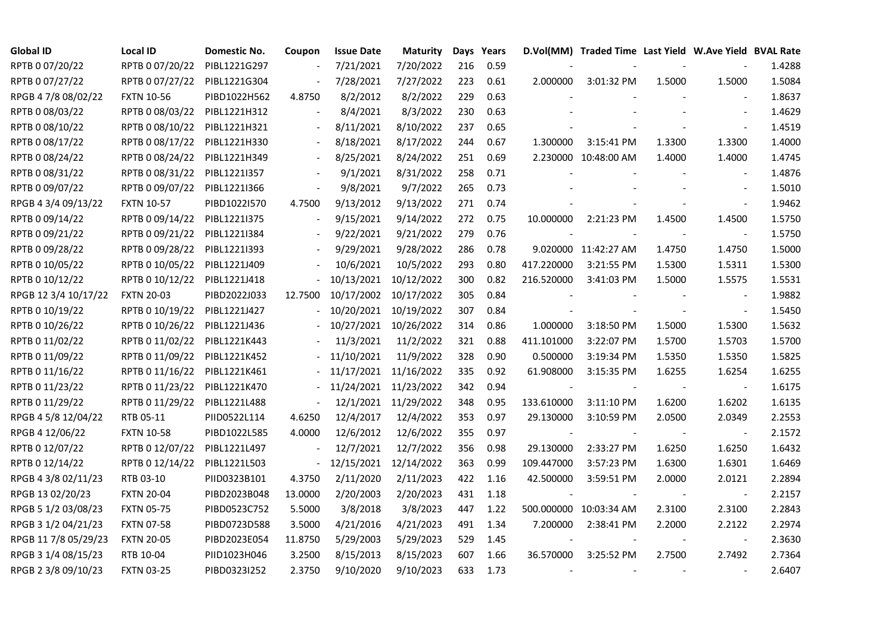| Global ID | Local ID | Domestic No. | Coupon | Issue Date | Maturity | Days | Years | D.Vol(MM) | Traded Time | Last Yield | W.Ave Yield | BVAL Rate |
|---|---|---|---|---|---|---|---|---|---|---|---|---|
| RPTB 0 07/20/22 | RPTB 0 07/20/22 | PIBL1221G297 | - | 7/21/2021 | 7/20/2022 | 216 | 0.59 | - | - | - | - | 1.4288 |
| RPTB 0 07/27/22 | RPTB 0 07/27/22 | PIBL1221G304 | - | 7/28/2021 | 7/27/2022 | 223 | 0.61 | 2.000000 | 3:01:32 PM | 1.5000 | 1.5000 | 1.5084 |
| RPGB 4 7/8 08/02/22 | FXTN 10-56 | PIBD1022H562 | 4.8750 | 8/2/2012 | 8/2/2022 | 229 | 0.63 | - | - | - | - | 1.8637 |
| RPTB 0 08/03/22 | RPTB 0 08/03/22 | PIBL1221H312 | - | 8/4/2021 | 8/3/2022 | 230 | 0.63 | - | - | - | - | 1.4629 |
| RPTB 0 08/10/22 | RPTB 0 08/10/22 | PIBL1221H321 | - | 8/11/2021 | 8/10/2022 | 237 | 0.65 | - | - | - | - | 1.4519 |
| RPTB 0 08/17/22 | RPTB 0 08/17/22 | PIBL1221H330 | - | 8/18/2021 | 8/17/2022 | 244 | 0.67 | 1.300000 | 3:15:41 PM | 1.3300 | 1.3300 | 1.4000 |
| RPTB 0 08/24/22 | RPTB 0 08/24/22 | PIBL1221H349 | - | 8/25/2021 | 8/24/2022 | 251 | 0.69 | 2.230000 | 10:48:00 AM | 1.4000 | 1.4000 | 1.4745 |
| RPTB 0 08/31/22 | RPTB 0 08/31/22 | PIBL1221I357 | - | 9/1/2021 | 8/31/2022 | 258 | 0.71 | - | - | - | - | 1.4876 |
| RPTB 0 09/07/22 | RPTB 0 09/07/22 | PIBL1221I366 | - | 9/8/2021 | 9/7/2022 | 265 | 0.73 | - | - | - | - | 1.5010 |
| RPGB 4 3/4 09/13/22 | FXTN 10-57 | PIBD1022I570 | 4.7500 | 9/13/2012 | 9/13/2022 | 271 | 0.74 | - | - | - | - | 1.9462 |
| RPTB 0 09/14/22 | RPTB 0 09/14/22 | PIBL1221I375 | - | 9/15/2021 | 9/14/2022 | 272 | 0.75 | 10.000000 | 2:21:23 PM | 1.4500 | 1.4500 | 1.5750 |
| RPTB 0 09/21/22 | RPTB 0 09/21/22 | PIBL1221I384 | - | 9/22/2021 | 9/21/2022 | 279 | 0.76 | - | - | - | - | 1.5750 |
| RPTB 0 09/28/22 | RPTB 0 09/28/22 | PIBL1221I393 | - | 9/29/2021 | 9/28/2022 | 286 | 0.78 | 9.020000 | 11:42:27 AM | 1.4750 | 1.4750 | 1.5000 |
| RPTB 0 10/05/22 | RPTB 0 10/05/22 | PIBL1221J409 | - | 10/6/2021 | 10/5/2022 | 293 | 0.80 | 417.220000 | 3:21:55 PM | 1.5300 | 1.5311 | 1.5300 |
| RPTB 0 10/12/22 | RPTB 0 10/12/22 | PIBL1221J418 | - | 10/13/2021 | 10/12/2022 | 300 | 0.82 | 216.520000 | 3:41:03 PM | 1.5000 | 1.5575 | 1.5531 |
| RPGB 12 3/4 10/17/22 | FXTN 20-03 | PIBD2022J033 | 12.7500 | 10/17/2002 | 10/17/2022 | 305 | 0.84 | - | - | - | - | 1.9882 |
| RPTB 0 10/19/22 | RPTB 0 10/19/22 | PIBL1221J427 | - | 10/20/2021 | 10/19/2022 | 307 | 0.84 | - | - | - | - | 1.5450 |
| RPTB 0 10/26/22 | RPTB 0 10/26/22 | PIBL1221J436 | - | 10/27/2021 | 10/26/2022 | 314 | 0.86 | 1.000000 | 3:18:50 PM | 1.5000 | 1.5300 | 1.5632 |
| RPTB 0 11/02/22 | RPTB 0 11/02/22 | PIBL1221K443 | - | 11/3/2021 | 11/2/2022 | 321 | 0.88 | 411.101000 | 3:22:07 PM | 1.5700 | 1.5703 | 1.5700 |
| RPTB 0 11/09/22 | RPTB 0 11/09/22 | PIBL1221K452 | - | 11/10/2021 | 11/9/2022 | 328 | 0.90 | 0.500000 | 3:19:34 PM | 1.5350 | 1.5350 | 1.5825 |
| RPTB 0 11/16/22 | RPTB 0 11/16/22 | PIBL1221K461 | - | 11/17/2021 | 11/16/2022 | 335 | 0.92 | 61.908000 | 3:15:35 PM | 1.6255 | 1.6254 | 1.6255 |
| RPTB 0 11/23/22 | RPTB 0 11/23/22 | PIBL1221K470 | - | 11/24/2021 | 11/23/2022 | 342 | 0.94 | - | - | - | - | 1.6175 |
| RPTB 0 11/29/22 | RPTB 0 11/29/22 | PIBL1221L488 | - | 12/1/2021 | 11/29/2022 | 348 | 0.95 | 133.610000 | 3:11:10 PM | 1.6200 | 1.6202 | 1.6135 |
| RPGB 4 5/8 12/04/22 | RTB 05-11 | PIID0522L114 | 4.6250 | 12/4/2017 | 12/4/2022 | 353 | 0.97 | 29.130000 | 3:10:59 PM | 2.0500 | 2.0349 | 2.2553 |
| RPGB 4 12/06/22 | FXTN 10-58 | PIBD1022L585 | 4.0000 | 12/6/2012 | 12/6/2022 | 355 | 0.97 | - | - | - | - | 2.1572 |
| RPTB 0 12/07/22 | RPTB 0 12/07/22 | PIBL1221L497 | - | 12/7/2021 | 12/7/2022 | 356 | 0.98 | 29.130000 | 2:33:27 PM | 1.6250 | 1.6250 | 1.6432 |
| RPTB 0 12/14/22 | RPTB 0 12/14/22 | PIBL1221L503 | - | 12/15/2021 | 12/14/2022 | 363 | 0.99 | 109.447000 | 3:57:23 PM | 1.6300 | 1.6301 | 1.6469 |
| RPGB 4 3/8 02/11/23 | RTB 03-10 | PIID0323B101 | 4.3750 | 2/11/2020 | 2/11/2023 | 422 | 1.16 | 42.500000 | 3:59:51 PM | 2.0000 | 2.0121 | 2.2894 |
| RPGB 13 02/20/23 | FXTN 20-04 | PIBD2023B048 | 13.0000 | 2/20/2003 | 2/20/2023 | 431 | 1.18 | - | - | - | - | 2.2157 |
| RPGB 5 1/2 03/08/23 | FXTN 05-75 | PIBD0523C752 | 5.5000 | 3/8/2018 | 3/8/2023 | 447 | 1.22 | 500.000000 | 10:03:34 AM | 2.3100 | 2.3100 | 2.2843 |
| RPGB 3 1/2 04/21/23 | FXTN 07-58 | PIBD0723D588 | 3.5000 | 4/21/2016 | 4/21/2023 | 491 | 1.34 | 7.200000 | 2:38:41 PM | 2.2000 | 2.2122 | 2.2974 |
| RPGB 11 7/8 05/29/23 | FXTN 20-05 | PIBD2023E054 | 11.8750 | 5/29/2003 | 5/29/2023 | 529 | 1.45 | - | - | - | - | 2.3630 |
| RPGB 3 1/4 08/15/23 | RTB 10-04 | PIID1023H046 | 3.2500 | 8/15/2013 | 8/15/2023 | 607 | 1.66 | 36.570000 | 3:25:52 PM | 2.7500 | 2.7492 | 2.7364 |
| RPGB 2 3/8 09/10/23 | FXTN 03-25 | PIBD0323I252 | 2.3750 | 9/10/2020 | 9/10/2023 | 633 | 1.73 | - | - | - | - | 2.6407 |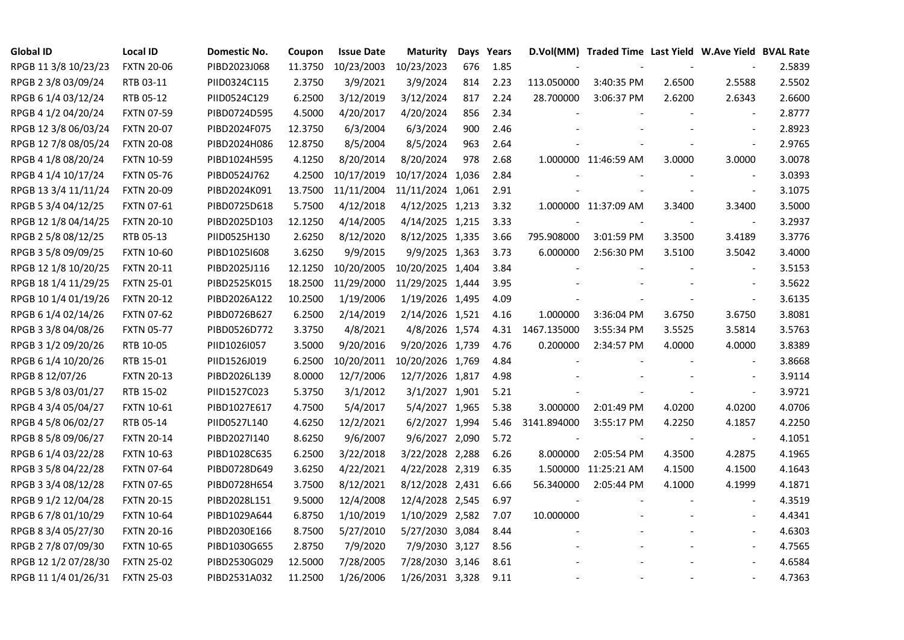| Global ID | Local ID | Domestic No. | Coupon | Issue Date | Maturity | Days | Years | D.Vol(MM) | Traded Time | Last Yield | W.Ave Yield | BVAL Rate |
|---|---|---|---|---|---|---|---|---|---|---|---|---|
| RPGB 11 3/8 10/23/23 | FXTN 20-06 | PIBD2023J068 | 11.3750 | 10/23/2003 | 10/23/2023 | 676 | 1.85 | - | - | - | - | 2.5839 |
| RPGB 2 3/8 03/09/24 | RTB 03-11 | PIID0324C115 | 2.3750 | 3/9/2021 | 3/9/2024 | 814 | 2.23 | 113.050000 | 3:40:35 PM | 2.6500 | 2.5588 | 2.5502 |
| RPGB 6 1/4 03/12/24 | RTB 05-12 | PIID0524C129 | 6.2500 | 3/12/2019 | 3/12/2024 | 817 | 2.24 | 28.700000 | 3:06:37 PM | 2.6200 | 2.6343 | 2.6600 |
| RPGB 4 1/2 04/20/24 | FXTN 07-59 | PIBD0724D595 | 4.5000 | 4/20/2017 | 4/20/2024 | 856 | 2.34 | - | - | - | - | 2.8777 |
| RPGB 12 3/8 06/03/24 | FXTN 20-07 | PIBD2024F075 | 12.3750 | 6/3/2004 | 6/3/2024 | 900 | 2.46 | - | - | - | - | 2.8923 |
| RPGB 12 7/8 08/05/24 | FXTN 20-08 | PIBD2024H086 | 12.8750 | 8/5/2004 | 8/5/2024 | 963 | 2.64 | - | - | - | - | 2.9765 |
| RPGB 4 1/8 08/20/24 | FXTN 10-59 | PIBD1024H595 | 4.1250 | 8/20/2014 | 8/20/2024 | 978 | 2.68 | 1.000000 | 11:46:59 AM | 3.0000 | 3.0000 | 3.0078 |
| RPGB 4 1/4 10/17/24 | FXTN 05-76 | PIBD0524J762 | 4.2500 | 10/17/2019 | 10/17/2024 | 1,036 | 2.84 | - | - | - | - | 3.0393 |
| RPGB 13 3/4 11/11/24 | FXTN 20-09 | PIBD2024K091 | 13.7500 | 11/11/2004 | 11/11/2024 | 1,061 | 2.91 | - | - | - | - | 3.1075 |
| RPGB 5 3/4 04/12/25 | FXTN 07-61 | PIBD0725D618 | 5.7500 | 4/12/2018 | 4/12/2025 | 1,213 | 3.32 | 1.000000 | 11:37:09 AM | 3.3400 | 3.3400 | 3.5000 |
| RPGB 12 1/8 04/14/25 | FXTN 20-10 | PIBD2025D103 | 12.1250 | 4/14/2005 | 4/14/2025 | 1,215 | 3.33 | - | - | - | - | 3.2937 |
| RPGB 2 5/8 08/12/25 | RTB 05-13 | PIID0525H130 | 2.6250 | 8/12/2020 | 8/12/2025 | 1,335 | 3.66 | 795.908000 | 3:01:59 PM | 3.3500 | 3.4189 | 3.3776 |
| RPGB 3 5/8 09/09/25 | FXTN 10-60 | PIBD1025I608 | 3.6250 | 9/9/2015 | 9/9/2025 | 1,363 | 3.73 | 6.000000 | 2:56:30 PM | 3.5100 | 3.5042 | 3.4000 |
| RPGB 12 1/8 10/20/25 | FXTN 20-11 | PIBD2025J116 | 12.1250 | 10/20/2005 | 10/20/2025 | 1,404 | 3.84 | - | - | - | - | 3.5153 |
| RPGB 18 1/4 11/29/25 | FXTN 25-01 | PIBD2525K015 | 18.2500 | 11/29/2000 | 11/29/2025 | 1,444 | 3.95 | - | - | - | - | 3.5622 |
| RPGB 10 1/4 01/19/26 | FXTN 20-12 | PIBD2026A122 | 10.2500 | 1/19/2006 | 1/19/2026 | 1,495 | 4.09 | - | - | - | - | 3.6135 |
| RPGB 6 1/4 02/14/26 | FXTN 07-62 | PIBD0726B627 | 6.2500 | 2/14/2019 | 2/14/2026 | 1,521 | 4.16 | 1.000000 | 3:36:04 PM | 3.6750 | 3.6750 | 3.8081 |
| RPGB 3 3/8 04/08/26 | FXTN 05-77 | PIBD0526D772 | 3.3750 | 4/8/2021 | 4/8/2026 | 1,574 | 4.31 | 1467.135000 | 3:55:34 PM | 3.5525 | 3.5814 | 3.5763 |
| RPGB 3 1/2 09/20/26 | RTB 10-05 | PIID1026I057 | 3.5000 | 9/20/2016 | 9/20/2026 | 1,739 | 4.76 | 0.200000 | 2:34:57 PM | 4.0000 | 4.0000 | 3.8389 |
| RPGB 6 1/4 10/20/26 | RTB 15-01 | PIID1526J019 | 6.2500 | 10/20/2011 | 10/20/2026 | 1,769 | 4.84 | - | - | - | - | 3.8668 |
| RPGB 8 12/07/26 | FXTN 20-13 | PIBD2026L139 | 8.0000 | 12/7/2006 | 12/7/2026 | 1,817 | 4.98 | - | - | - | - | 3.9114 |
| RPGB 5 3/8 03/01/27 | RTB 15-02 | PIID1527C023 | 5.3750 | 3/1/2012 | 3/1/2027 | 1,901 | 5.21 | - | - | - | - | 3.9721 |
| RPGB 4 3/4 05/04/27 | FXTN 10-61 | PIBD1027E617 | 4.7500 | 5/4/2017 | 5/4/2027 | 1,965 | 5.38 | 3.000000 | 2:01:49 PM | 4.0200 | 4.0200 | 4.0706 |
| RPGB 4 5/8 06/02/27 | RTB 05-14 | PIID0527L140 | 4.6250 | 12/2/2021 | 6/2/2027 | 1,994 | 5.46 | 3141.894000 | 3:55:17 PM | 4.2250 | 4.1857 | 4.2250 |
| RPGB 8 5/8 09/06/27 | FXTN 20-14 | PIBD2027I140 | 8.6250 | 9/6/2007 | 9/6/2027 | 2,090 | 5.72 | - | - | - | - | 4.1051 |
| RPGB 6 1/4 03/22/28 | FXTN 10-63 | PIBD1028C635 | 6.2500 | 3/22/2018 | 3/22/2028 | 2,288 | 6.26 | 8.000000 | 2:05:54 PM | 4.3500 | 4.2875 | 4.1965 |
| RPGB 3 5/8 04/22/28 | FXTN 07-64 | PIBD0728D649 | 3.6250 | 4/22/2021 | 4/22/2028 | 2,319 | 6.35 | 1.500000 | 11:25:21 AM | 4.1500 | 4.1500 | 4.1643 |
| RPGB 3 3/4 08/12/28 | FXTN 07-65 | PIBD0728H654 | 3.7500 | 8/12/2021 | 8/12/2028 | 2,431 | 6.66 | 56.340000 | 2:05:44 PM | 4.1000 | 4.1999 | 4.1871 |
| RPGB 9 1/2 12/04/28 | FXTN 20-15 | PIBD2028L151 | 9.5000 | 12/4/2008 | 12/4/2028 | 2,545 | 6.97 | - | - | - | - | 4.3519 |
| RPGB 6 7/8 01/10/29 | FXTN 10-64 | PIBD1029A644 | 6.8750 | 1/10/2019 | 1/10/2029 | 2,582 | 7.07 | 10.000000 | - | - | - | 4.4341 |
| RPGB 8 3/4 05/27/30 | FXTN 20-16 | PIBD2030E166 | 8.7500 | 5/27/2010 | 5/27/2030 | 3,084 | 8.44 | - | - | - | - | 4.6303 |
| RPGB 2 7/8 07/09/30 | FXTN 10-65 | PIBD1030G655 | 2.8750 | 7/9/2020 | 7/9/2030 | 3,127 | 8.56 | - | - | - | - | 4.7565 |
| RPGB 12 1/2 07/28/30 | FXTN 25-02 | PIBD2530G029 | 12.5000 | 7/28/2005 | 7/28/2030 | 3,146 | 8.61 | - | - | - | - | 4.6584 |
| RPGB 11 1/4 01/26/31 | FXTN 25-03 | PIBD2531A032 | 11.2500 | 1/26/2006 | 1/26/2031 | 3,328 | 9.11 | - | - | - | - | 4.7363 |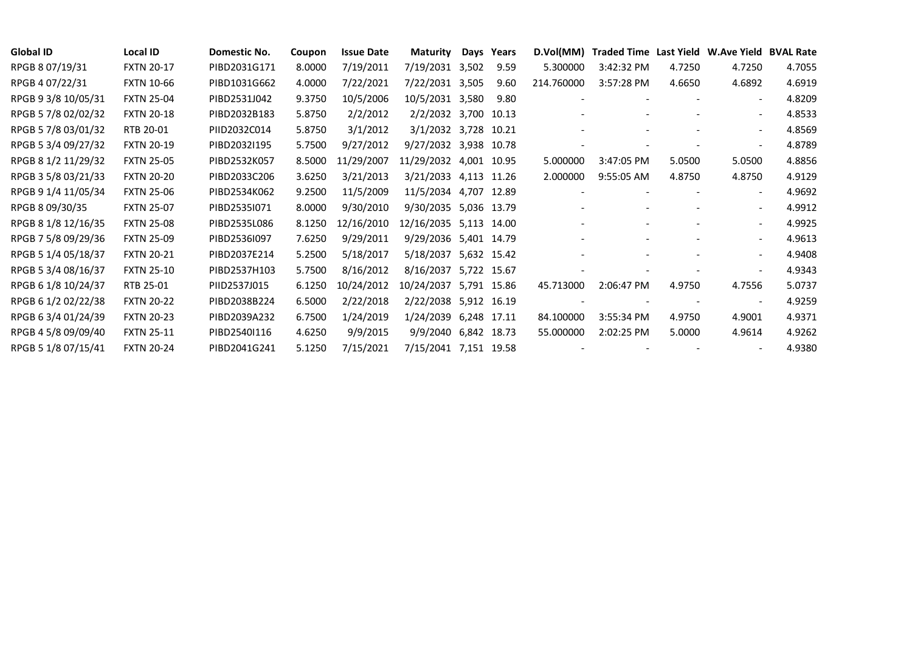| Global ID | Local ID | Domestic No. | Coupon | Issue Date | Maturity | Days | Years | D.Vol(MM) | Traded Time | Last Yield | W.Ave Yield | BVAL Rate |
|---|---|---|---|---|---|---|---|---|---|---|---|---|
| RPGB 8 07/19/31 | FXTN 20-17 | PIBD2031G171 | 8.0000 | 7/19/2011 | 7/19/2031 | 3,502 | 9.59 | 5.300000 | 3:42:32 PM | 4.7250 | 4.7250 | 4.7055 |
| RPGB 4 07/22/31 | FXTN 10-66 | PIBD1031G662 | 4.0000 | 7/22/2021 | 7/22/2031 | 3,505 | 9.60 | 214.760000 | 3:57:28 PM | 4.6650 | 4.6892 | 4.6919 |
| RPGB 9 3/8 10/05/31 | FXTN 25-04 | PIBD2531J042 | 9.3750 | 10/5/2006 | 10/5/2031 | 3,580 | 9.80 | - | - | - | - | 4.8209 |
| RPGB 5 7/8 02/02/32 | FXTN 20-18 | PIBD2032B183 | 5.8750 | 2/2/2012 | 2/2/2032 | 3,700 | 10.13 | - | - | - | - | 4.8533 |
| RPGB 5 7/8 03/01/32 | RTB 20-01 | PIID2032C014 | 5.8750 | 3/1/2012 | 3/1/2032 | 3,728 | 10.21 | - | - | - | - | 4.8569 |
| RPGB 5 3/4 09/27/32 | FXTN 20-19 | PIBD2032I195 | 5.7500 | 9/27/2012 | 9/27/2032 | 3,938 | 10.78 | - | - | - | - | 4.8789 |
| RPGB 8 1/2 11/29/32 | FXTN 25-05 | PIBD2532K057 | 8.5000 | 11/29/2007 | 11/29/2032 | 4,001 | 10.95 | 5.000000 | 3:47:05 PM | 5.0500 | 5.0500 | 4.8856 |
| RPGB 3 5/8 03/21/33 | FXTN 20-20 | PIBD2033C206 | 3.6250 | 3/21/2013 | 3/21/2033 | 4,113 | 11.26 | 2.000000 | 9:55:05 AM | 4.8750 | 4.8750 | 4.9129 |
| RPGB 9 1/4 11/05/34 | FXTN 25-06 | PIBD2534K062 | 9.2500 | 11/5/2009 | 11/5/2034 | 4,707 | 12.89 | - | - | - | - | 4.9692 |
| RPGB 8 09/30/35 | FXTN 25-07 | PIBD2535I071 | 8.0000 | 9/30/2010 | 9/30/2035 | 5,036 | 13.79 | - | - | - | - | 4.9912 |
| RPGB 8 1/8 12/16/35 | FXTN 25-08 | PIBD2535L086 | 8.1250 | 12/16/2010 | 12/16/2035 | 5,113 | 14.00 | - | - | - | - | 4.9925 |
| RPGB 7 5/8 09/29/36 | FXTN 25-09 | PIBD2536I097 | 7.6250 | 9/29/2011 | 9/29/2036 | 5,401 | 14.79 | - | - | - | - | 4.9613 |
| RPGB 5 1/4 05/18/37 | FXTN 20-21 | PIBD2037E214 | 5.2500 | 5/18/2017 | 5/18/2037 | 5,632 | 15.42 | - | - | - | - | 4.9408 |
| RPGB 5 3/4 08/16/37 | FXTN 25-10 | PIBD2537H103 | 5.7500 | 8/16/2012 | 8/16/2037 | 5,722 | 15.67 | - | - | - | - | 4.9343 |
| RPGB 6 1/8 10/24/37 | RTB 25-01 | PIID2537J015 | 6.1250 | 10/24/2012 | 10/24/2037 | 5,791 | 15.86 | 45.713000 | 2:06:47 PM | 4.9750 | 4.7556 | 5.0737 |
| RPGB 6 1/2 02/22/38 | FXTN 20-22 | PIBD2038B224 | 6.5000 | 2/22/2018 | 2/22/2038 | 5,912 | 16.19 | - | - | - | - | 4.9259 |
| RPGB 6 3/4 01/24/39 | FXTN 20-23 | PIBD2039A232 | 6.7500 | 1/24/2019 | 1/24/2039 | 6,248 | 17.11 | 84.100000 | 3:55:34 PM | 4.9750 | 4.9001 | 4.9371 |
| RPGB 4 5/8 09/09/40 | FXTN 25-11 | PIBD2540I116 | 4.6250 | 9/9/2015 | 9/9/2040 | 6,842 | 18.73 | 55.000000 | 2:02:25 PM | 5.0000 | 4.9614 | 4.9262 |
| RPGB 5 1/8 07/15/41 | FXTN 20-24 | PIBD2041G241 | 5.1250 | 7/15/2021 | 7/15/2041 | 7,151 | 19.58 | - | - | - | - | 4.9380 |